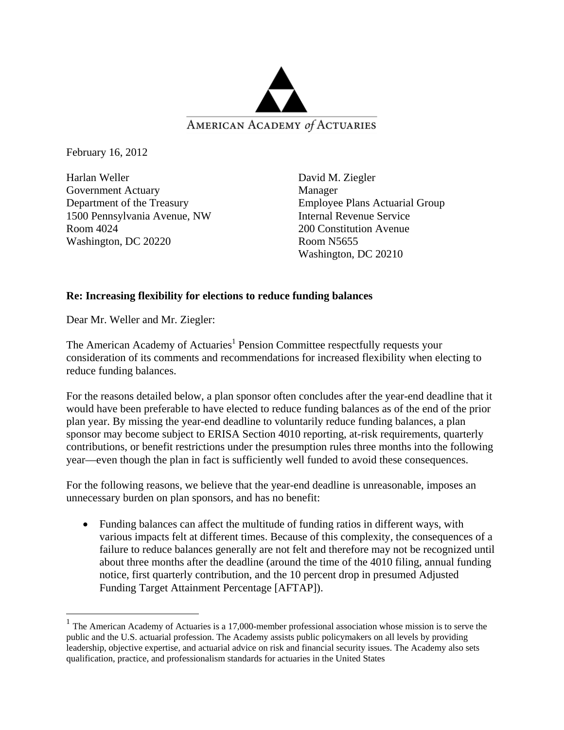AMERICAN ACADEMY *of* ACTUARIES

February 16, 2012

Harlan Weller
Government Actuary
Department of the Treasury
1500 Pennsylvania Avenue, NW
Room 4024
Washington, DC 20220

David M. Ziegler
Manager
Employee Plans Actuarial Group
Internal Revenue Service
200 Constitution Avenue
Room N5655
Washington, DC 20210

**Re: Increasing flexibility for elections to reduce funding balances**

Dear Mr. Weller and Mr. Ziegler:

The American Academy of Actuaries[1] Pension Committee respectfully requests your consideration of its comments and recommendations for increased flexibility when electing to reduce funding balances.

For the reasons detailed below, a plan sponsor often concludes after the year-end deadline that it would have been preferable to have elected to reduce funding balances as of the end of the prior plan year. By missing the year-end deadline to voluntarily reduce funding balances, a plan sponsor may become subject to ERISA Section 4010 reporting, at-risk requirements, quarterly contributions, or benefit restrictions under the presumption rules three months into the following year—even though the plan in fact is sufficiently well funded to avoid these consequences.

For the following reasons, we believe that the year-end deadline is unreasonable, imposes an unnecessary burden on plan sponsors, and has no benefit:

- Funding balances can affect the multitude of funding ratios in different ways, with various impacts felt at different times. Because of this complexity, the consequences of a failure to reduce balances generally are not felt and therefore may not be recognized until about three months after the deadline (around the time of the 4010 filing, annual funding notice, first quarterly contribution, and the 10 percent drop in presumed Adjusted Funding Target Attainment Percentage [AFTAP]).

---

[1] The American Academy of Actuaries is a 17,000-member professional association whose mission is to serve the public and the U.S. actuarial profession. The Academy assists public policymakers on all levels by providing leadership, objective expertise, and actuarial advice on risk and financial security issues. The Academy also sets qualification, practice, and professionalism standards for actuaries in the United States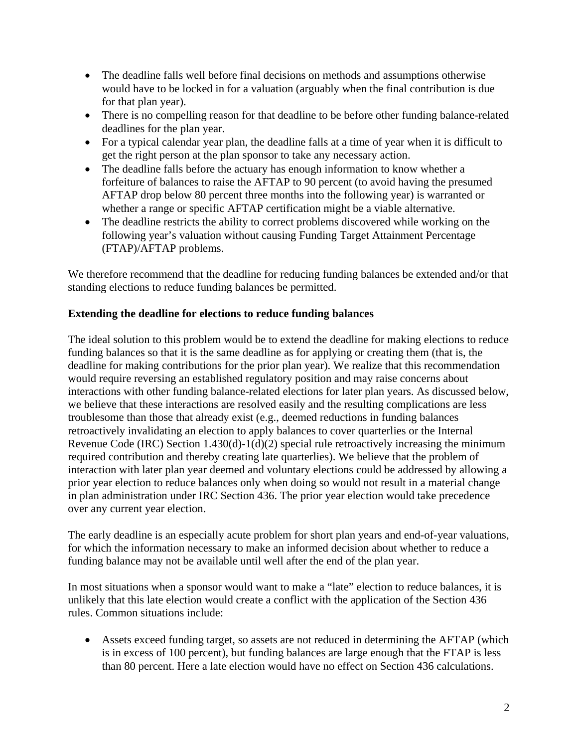- The deadline falls well before final decisions on methods and assumptions otherwise would have to be locked in for a valuation (arguably when the final contribution is due for that plan year).
- There is no compelling reason for that deadline to be before other funding balance-related deadlines for the plan year.
- For a typical calendar year plan, the deadline falls at a time of year when it is difficult to get the right person at the plan sponsor to take any necessary action.
- The deadline falls before the actuary has enough information to know whether a forfeiture of balances to raise the AFTAP to 90 percent (to avoid having the presumed AFTAP drop below 80 percent three months into the following year) is warranted or whether a range or specific AFTAP certification might be a viable alternative.
- The deadline restricts the ability to correct problems discovered while working on the following year's valuation without causing Funding Target Attainment Percentage (FTAP)/AFTAP problems.

We therefore recommend that the deadline for reducing funding balances be extended and/or that standing elections to reduce funding balances be permitted.

**Extending the deadline for elections to reduce funding balances**

The ideal solution to this problem would be to extend the deadline for making elections to reduce funding balances so that it is the same deadline as for applying or creating them (that is, the deadline for making contributions for the prior plan year). We realize that this recommendation would require reversing an established regulatory position and may raise concerns about interactions with other funding balance-related elections for later plan years. As discussed below, we believe that these interactions are resolved easily and the resulting complications are less troublesome than those that already exist (e.g., deemed reductions in funding balances retroactively invalidating an election to apply balances to cover quarterlies or the Internal Revenue Code (IRC) Section 1.430(d)-1(d)(2) special rule retroactively increasing the minimum required contribution and thereby creating late quarterlies). We believe that the problem of interaction with later plan year deemed and voluntary elections could be addressed by allowing a prior year election to reduce balances only when doing so would not result in a material change in plan administration under IRC Section 436. The prior year election would take precedence over any current year election.

The early deadline is an especially acute problem for short plan years and end-of-year valuations, for which the information necessary to make an informed decision about whether to reduce a funding balance may not be available until well after the end of the plan year.

In most situations when a sponsor would want to make a "late" election to reduce balances, it is unlikely that this late election would create a conflict with the application of the Section 436 rules. Common situations include:

- Assets exceed funding target, so assets are not reduced in determining the AFTAP (which is in excess of 100 percent), but funding balances are large enough that the FTAP is less than 80 percent. Here a late election would have no effect on Section 436 calculations.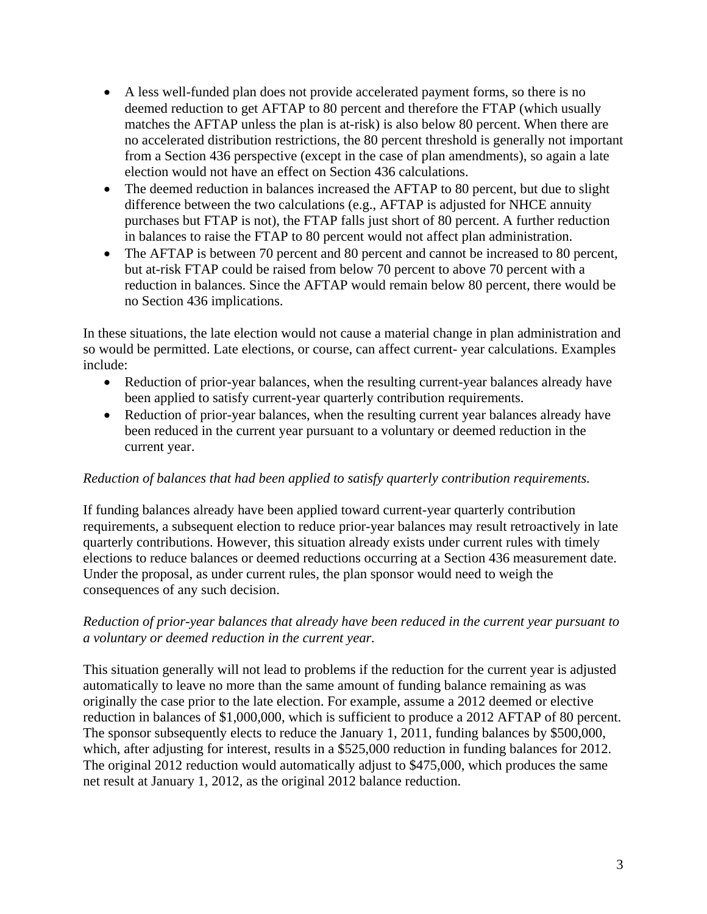- A less well-funded plan does not provide accelerated payment forms, so there is no deemed reduction to get AFTAP to 80 percent and therefore the FTAP (which usually matches the AFTAP unless the plan is at-risk) is also below 80 percent. When there are no accelerated distribution restrictions, the 80 percent threshold is generally not important from a Section 436 perspective (except in the case of plan amendments), so again a late election would not have an effect on Section 436 calculations.
- The deemed reduction in balances increased the AFTAP to 80 percent, but due to slight difference between the two calculations (e.g., AFTAP is adjusted for NHCE annuity purchases but FTAP is not), the FTAP falls just short of 80 percent. A further reduction in balances to raise the FTAP to 80 percent would not affect plan administration.
- The AFTAP is between 70 percent and 80 percent and cannot be increased to 80 percent, but at-risk FTAP could be raised from below 70 percent to above 70 percent with a reduction in balances. Since the AFTAP would remain below 80 percent, there would be no Section 436 implications.

In these situations, the late election would not cause a material change in plan administration and so would be permitted. Late elections, or course, can affect current- year calculations. Examples include:

- Reduction of prior-year balances, when the resulting current-year balances already have been applied to satisfy current-year quarterly contribution requirements.
- Reduction of prior-year balances, when the resulting current year balances already have been reduced in the current year pursuant to a voluntary or deemed reduction in the current year.

*Reduction of balances that had been applied to satisfy quarterly contribution requirements.*

If funding balances already have been applied toward current-year quarterly contribution requirements, a subsequent election to reduce prior-year balances may result retroactively in late quarterly contributions. However, this situation already exists under current rules with timely elections to reduce balances or deemed reductions occurring at a Section 436 measurement date. Under the proposal, as under current rules, the plan sponsor would need to weigh the consequences of any such decision.

*Reduction of prior-year balances that already have been reduced in the current year pursuant to a voluntary or deemed reduction in the current year.*

This situation generally will not lead to problems if the reduction for the current year is adjusted automatically to leave no more than the same amount of funding balance remaining as was originally the case prior to the late election. For example, assume a 2012 deemed or elective reduction in balances of $1,000,000, which is sufficient to produce a 2012 AFTAP of 80 percent. The sponsor subsequently elects to reduce the January 1, 2011, funding balances by $500,000, which, after adjusting for interest, results in a $525,000 reduction in funding balances for 2012. The original 2012 reduction would automatically adjust to $475,000, which produces the same net result at January 1, 2012, as the original 2012 balance reduction.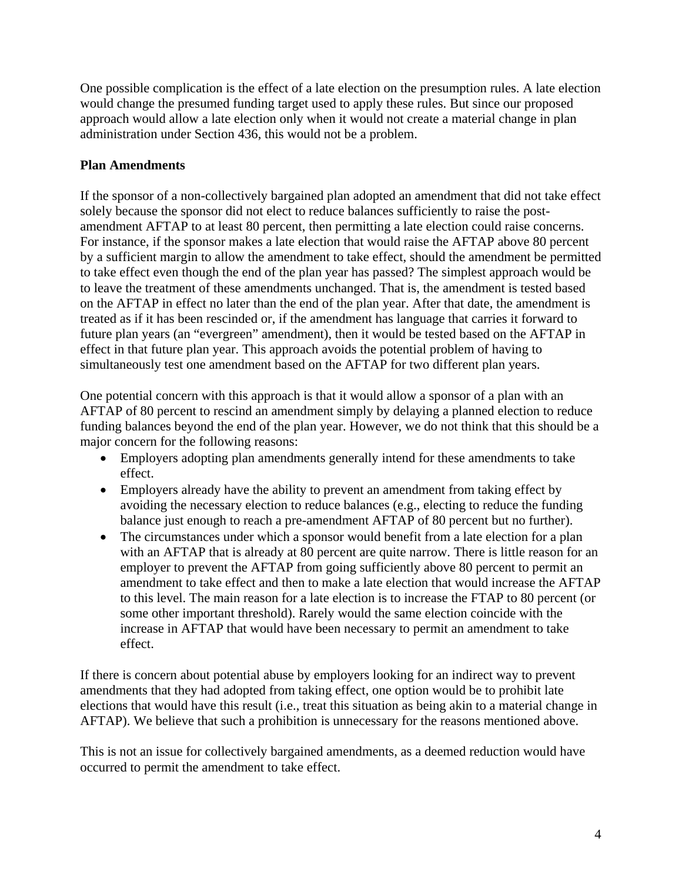One possible complication is the effect of a late election on the presumption rules. A late election would change the presumed funding target used to apply these rules. But since our proposed approach would allow a late election only when it would not create a material change in plan administration under Section 436, this would not be a problem.

**Plan Amendments**

If the sponsor of a non-collectively bargained plan adopted an amendment that did not take effect solely because the sponsor did not elect to reduce balances sufficiently to raise the post-amendment AFTAP to at least 80 percent, then permitting a late election could raise concerns. For instance, if the sponsor makes a late election that would raise the AFTAP above 80 percent by a sufficient margin to allow the amendment to take effect, should the amendment be permitted to take effect even though the end of the plan year has passed? The simplest approach would be to leave the treatment of these amendments unchanged. That is, the amendment is tested based on the AFTAP in effect no later than the end of the plan year. After that date, the amendment is treated as if it has been rescinded or, if the amendment has language that carries it forward to future plan years (an "evergreen" amendment), then it would be tested based on the AFTAP in effect in that future plan year. This approach avoids the potential problem of having to simultaneously test one amendment based on the AFTAP for two different plan years.

One potential concern with this approach is that it would allow a sponsor of a plan with an AFTAP of 80 percent to rescind an amendment simply by delaying a planned election to reduce funding balances beyond the end of the plan year. However, we do not think that this should be a major concern for the following reasons:

- Employers adopting plan amendments generally intend for these amendments to take effect.
- Employers already have the ability to prevent an amendment from taking effect by avoiding the necessary election to reduce balances (e.g., electing to reduce the funding balance just enough to reach a pre-amendment AFTAP of 80 percent but no further).
- The circumstances under which a sponsor would benefit from a late election for a plan with an AFTAP that is already at 80 percent are quite narrow. There is little reason for an employer to prevent the AFTAP from going sufficiently above 80 percent to permit an amendment to take effect and then to make a late election that would increase the AFTAP to this level. The main reason for a late election is to increase the FTAP to 80 percent (or some other important threshold). Rarely would the same election coincide with the increase in AFTAP that would have been necessary to permit an amendment to take effect.

If there is concern about potential abuse by employers looking for an indirect way to prevent amendments that they had adopted from taking effect, one option would be to prohibit late elections that would have this result (i.e., treat this situation as being akin to a material change in AFTAP). We believe that such a prohibition is unnecessary for the reasons mentioned above.

This is not an issue for collectively bargained amendments, as a deemed reduction would have occurred to permit the amendment to take effect.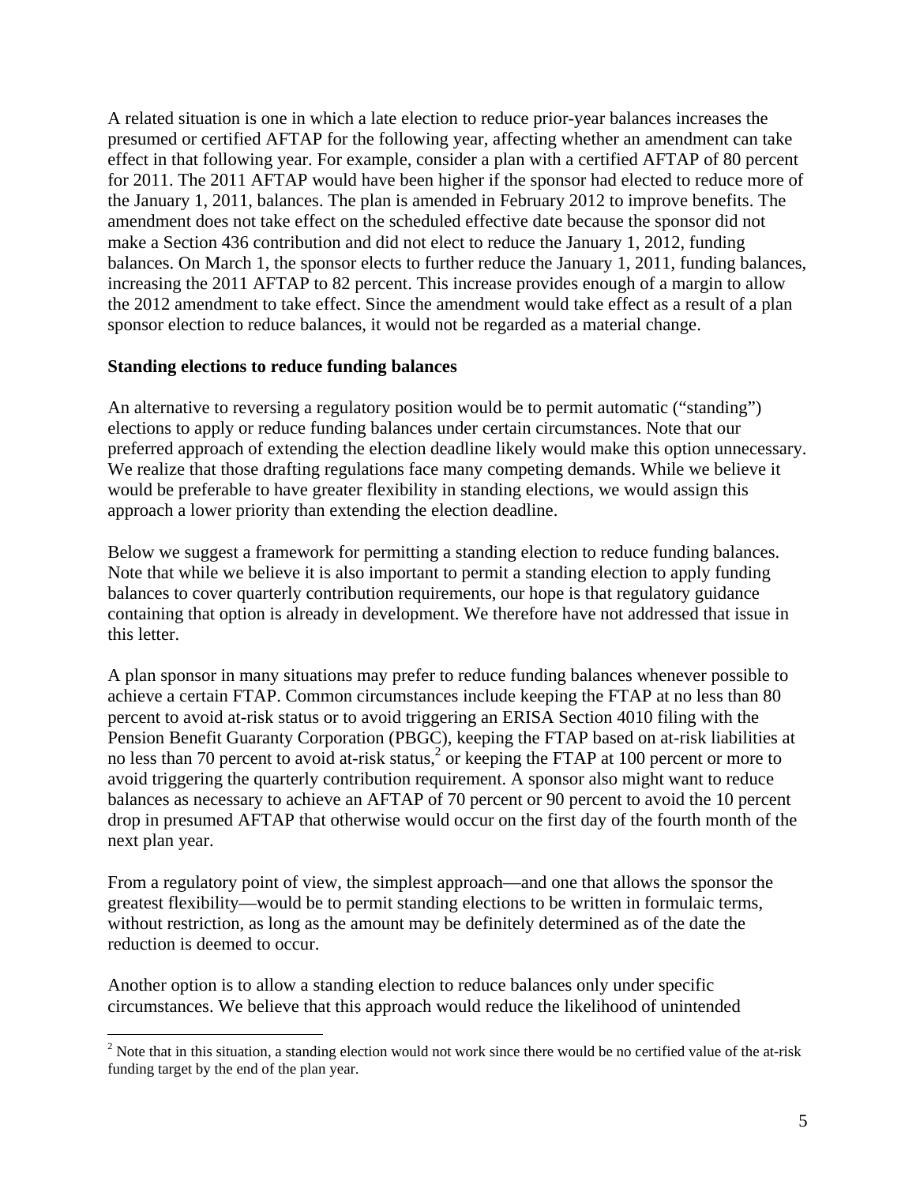A related situation is one in which a late election to reduce prior-year balances increases the presumed or certified AFTAP for the following year, affecting whether an amendment can take effect in that following year. For example, consider a plan with a certified AFTAP of 80 percent for 2011. The 2011 AFTAP would have been higher if the sponsor had elected to reduce more of the January 1, 2011, balances. The plan is amended in February 2012 to improve benefits. The amendment does not take effect on the scheduled effective date because the sponsor did not make a Section 436 contribution and did not elect to reduce the January 1, 2012, funding balances. On March 1, the sponsor elects to further reduce the January 1, 2011, funding balances, increasing the 2011 AFTAP to 82 percent. This increase provides enough of a margin to allow the 2012 amendment to take effect. Since the amendment would take effect as a result of a plan sponsor election to reduce balances, it would not be regarded as a material change.

**Standing elections to reduce funding balances**

An alternative to reversing a regulatory position would be to permit automatic ("standing") elections to apply or reduce funding balances under certain circumstances. Note that our preferred approach of extending the election deadline likely would make this option unnecessary. We realize that those drafting regulations face many competing demands. While we believe it would be preferable to have greater flexibility in standing elections, we would assign this approach a lower priority than extending the election deadline.

Below we suggest a framework for permitting a standing election to reduce funding balances. Note that while we believe it is also important to permit a standing election to apply funding balances to cover quarterly contribution requirements, our hope is that regulatory guidance containing that option is already in development. We therefore have not addressed that issue in this letter.

A plan sponsor in many situations may prefer to reduce funding balances whenever possible to achieve a certain FTAP. Common circumstances include keeping the FTAP at no less than 80 percent to avoid at-risk status or to avoid triggering an ERISA Section 4010 filing with the Pension Benefit Guaranty Corporation (PBGC), keeping the FTAP based on at-risk liabilities at no less than 70 percent to avoid at-risk status,[2] or keeping the FTAP at 100 percent or more to avoid triggering the quarterly contribution requirement. A sponsor also might want to reduce balances as necessary to achieve an AFTAP of 70 percent or 90 percent to avoid the 10 percent drop in presumed AFTAP that otherwise would occur on the first day of the fourth month of the next plan year.

From a regulatory point of view, the simplest approach—and one that allows the sponsor the greatest flexibility—would be to permit standing elections to be written in formulaic terms, without restriction, as long as the amount may be definitely determined as of the date the reduction is deemed to occur.

Another option is to allow a standing election to reduce balances only under specific circumstances. We believe that this approach would reduce the likelihood of unintended

[2] Note that in this situation, a standing election would not work since there would be no certified value of the at-risk funding target by the end of the plan year.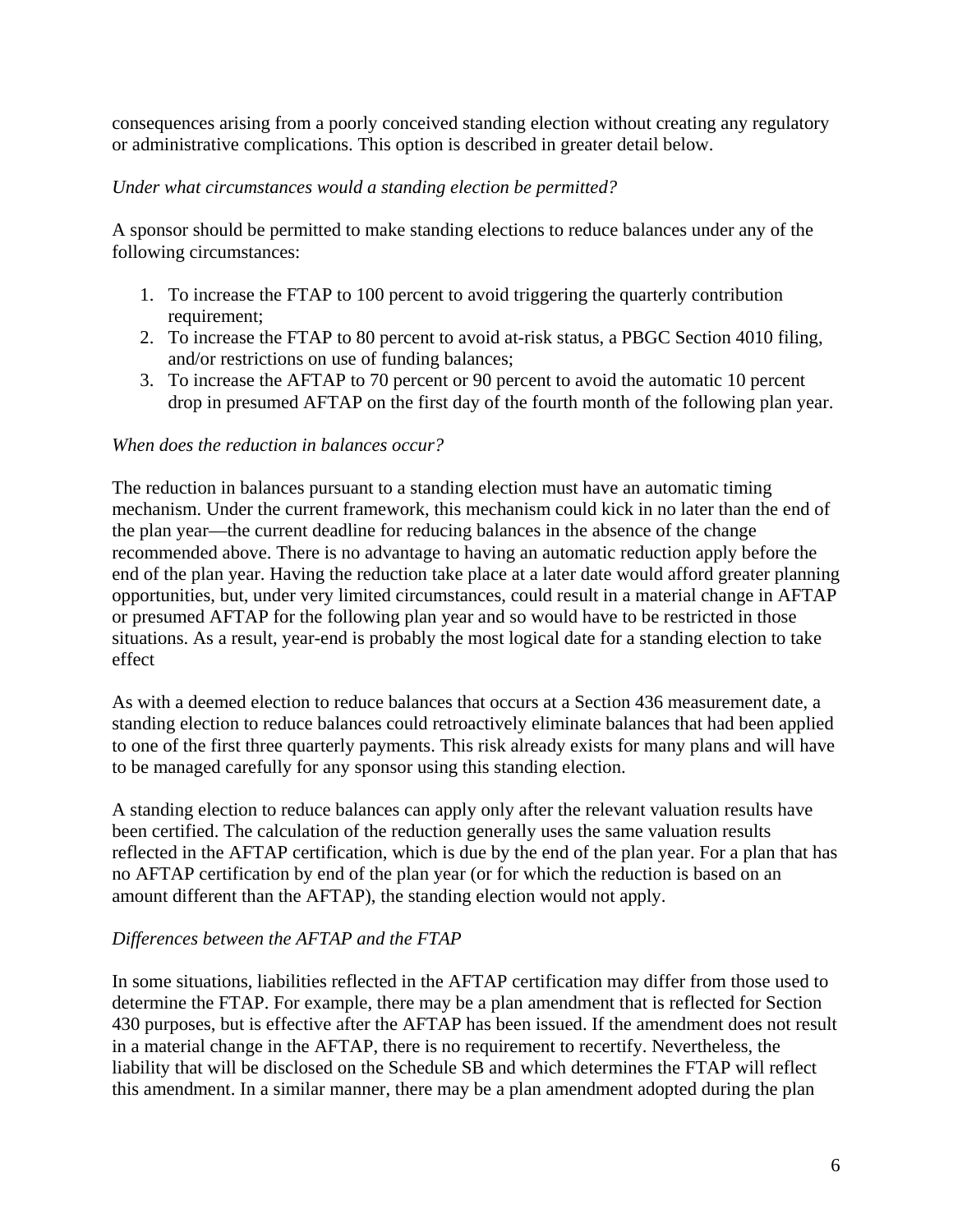consequences arising from a poorly conceived standing election without creating any regulatory or administrative complications. This option is described in greater detail below.

*Under what circumstances would a standing election be permitted?*

A sponsor should be permitted to make standing elections to reduce balances under any of the following circumstances:

1. To increase the FTAP to 100 percent to avoid triggering the quarterly contribution requirement;
2. To increase the FTAP to 80 percent to avoid at-risk status, a PBGC Section 4010 filing, and/or restrictions on use of funding balances;
3. To increase the AFTAP to 70 percent or 90 percent to avoid the automatic 10 percent drop in presumed AFTAP on the first day of the fourth month of the following plan year.

*When does the reduction in balances occur?*

The reduction in balances pursuant to a standing election must have an automatic timing mechanism. Under the current framework, this mechanism could kick in no later than the end of the plan year—the current deadline for reducing balances in the absence of the change recommended above. There is no advantage to having an automatic reduction apply before the end of the plan year. Having the reduction take place at a later date would afford greater planning opportunities, but, under very limited circumstances, could result in a material change in AFTAP or presumed AFTAP for the following plan year and so would have to be restricted in those situations. As a result, year-end is probably the most logical date for a standing election to take effect

As with a deemed election to reduce balances that occurs at a Section 436 measurement date, a standing election to reduce balances could retroactively eliminate balances that had been applied to one of the first three quarterly payments. This risk already exists for many plans and will have to be managed carefully for any sponsor using this standing election.

A standing election to reduce balances can apply only after the relevant valuation results have been certified. The calculation of the reduction generally uses the same valuation results reflected in the AFTAP certification, which is due by the end of the plan year. For a plan that has no AFTAP certification by end of the plan year (or for which the reduction is based on an amount different than the AFTAP), the standing election would not apply.

*Differences between the AFTAP and the FTAP*

In some situations, liabilities reflected in the AFTAP certification may differ from those used to determine the FTAP. For example, there may be a plan amendment that is reflected for Section 430 purposes, but is effective after the AFTAP has been issued. If the amendment does not result in a material change in the AFTAP, there is no requirement to recertify. Nevertheless, the liability that will be disclosed on the Schedule SB and which determines the FTAP will reflect this amendment. In a similar manner, there may be a plan amendment adopted during the plan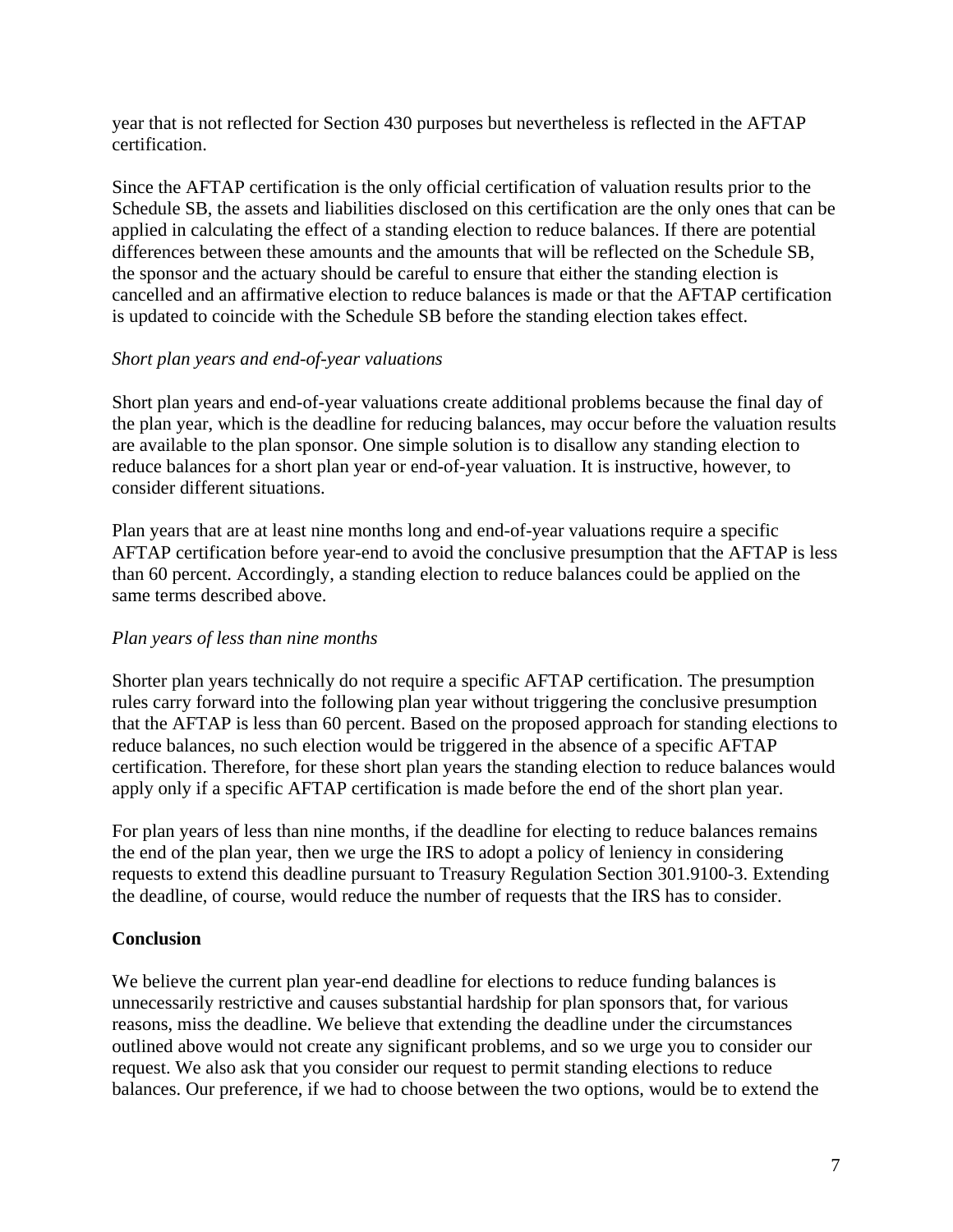year that is not reflected for Section 430 purposes but nevertheless is reflected in the AFTAP certification.

Since the AFTAP certification is the only official certification of valuation results prior to the Schedule SB, the assets and liabilities disclosed on this certification are the only ones that can be applied in calculating the effect of a standing election to reduce balances. If there are potential differences between these amounts and the amounts that will be reflected on the Schedule SB, the sponsor and the actuary should be careful to ensure that either the standing election is cancelled and an affirmative election to reduce balances is made or that the AFTAP certification is updated to coincide with the Schedule SB before the standing election takes effect.

*Short plan years and end-of-year valuations*

Short plan years and end-of-year valuations create additional problems because the final day of the plan year, which is the deadline for reducing balances, may occur before the valuation results are available to the plan sponsor. One simple solution is to disallow any standing election to reduce balances for a short plan year or end-of-year valuation. It is instructive, however, to consider different situations.

Plan years that are at least nine months long and end-of-year valuations require a specific AFTAP certification before year-end to avoid the conclusive presumption that the AFTAP is less than 60 percent. Accordingly, a standing election to reduce balances could be applied on the same terms described above.

*Plan years of less than nine months*

Shorter plan years technically do not require a specific AFTAP certification. The presumption rules carry forward into the following plan year without triggering the conclusive presumption that the AFTAP is less than 60 percent. Based on the proposed approach for standing elections to reduce balances, no such election would be triggered in the absence of a specific AFTAP certification. Therefore, for these short plan years the standing election to reduce balances would apply only if a specific AFTAP certification is made before the end of the short plan year.

For plan years of less than nine months, if the deadline for electing to reduce balances remains the end of the plan year, then we urge the IRS to adopt a policy of leniency in considering requests to extend this deadline pursuant to Treasury Regulation Section 301.9100-3. Extending the deadline, of course, would reduce the number of requests that the IRS has to consider.

**Conclusion**

We believe the current plan year-end deadline for elections to reduce funding balances is unnecessarily restrictive and causes substantial hardship for plan sponsors that, for various reasons, miss the deadline. We believe that extending the deadline under the circumstances outlined above would not create any significant problems, and so we urge you to consider our request. We also ask that you consider our request to permit standing elections to reduce balances. Our preference, if we had to choose between the two options, would be to extend the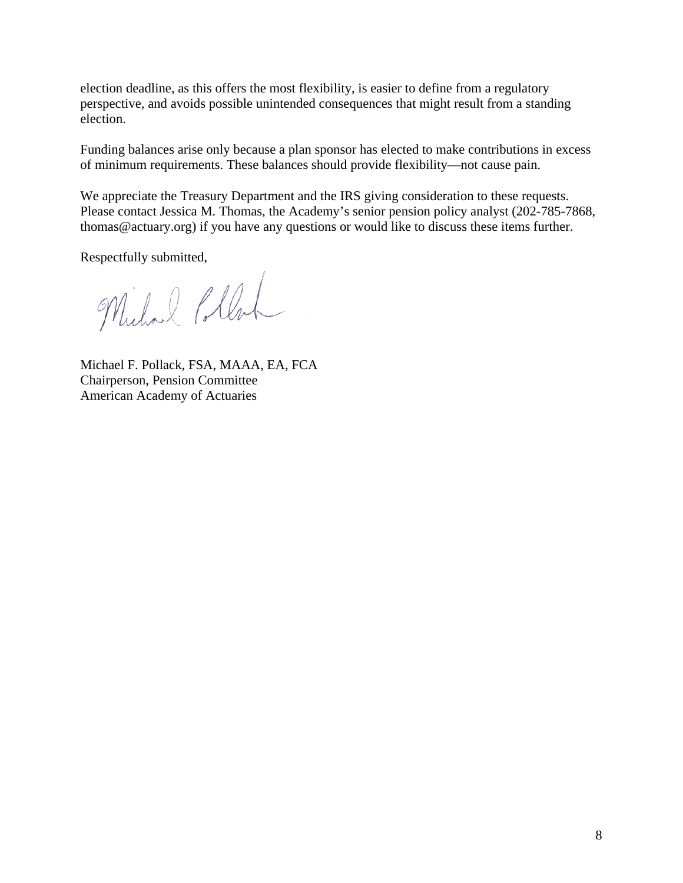election deadline, as this offers the most flexibility, is easier to define from a regulatory perspective, and avoids possible unintended consequences that might result from a standing election.

Funding balances arise only because a plan sponsor has elected to make contributions in excess of minimum requirements. These balances should provide flexibility—not cause pain.

We appreciate the Treasury Department and the IRS giving consideration to these requests. Please contact Jessica M. Thomas, the Academy's senior pension policy analyst (202-785-7868, thomas@actuary.org) if you have any questions or would like to discuss these items further.

Respectfully submitted,

Michael F. Pollack, FSA, MAAA, EA, FCA
Chairperson, Pension Committee
American Academy of Actuaries